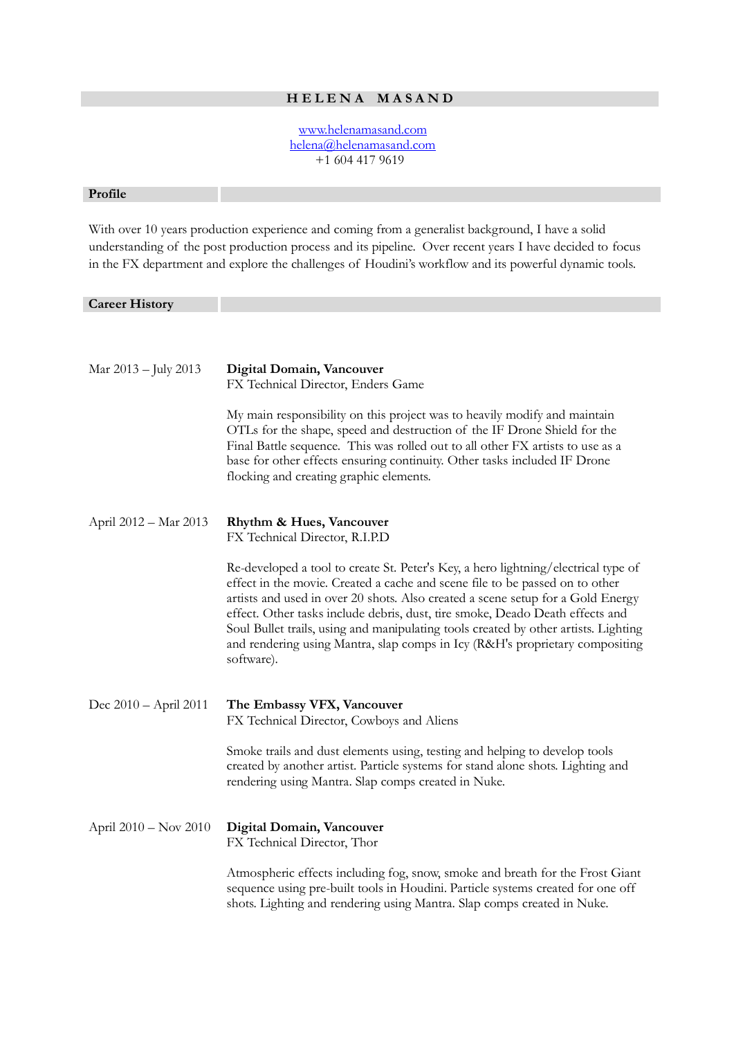# HELENA MASAND

[www.helenamasand.com](http://www.helenamasand.com)
[helena@helenamasand.com](mailto:helena@helenamasand.com)
+1 604 417 9619

## Profile

With over 10 years production experience and coming from a generalist background, I have a solid understanding of the post production process and its pipeline. Over recent years I have decided to focus in the FX department and explore the challenges of Houdini's workflow and its powerful dynamic tools.

## Career History

**Mar 2013 – July 2013**

**Digital Domain, Vancouver**
FX Technical Director, Enders Game

My main responsibility on this project was to heavily modify and maintain OTLs for the shape, speed and destruction of the IF Drone Shield for the Final Battle sequence. This was rolled out to all other FX artists to use as a base for other effects ensuring continuity. Other tasks included IF Drone flocking and creating graphic elements.

**April 2012 – Mar 2013**

**Rhythm & Hues, Vancouver**
FX Technical Director, R.I.P.D

Re-developed a tool to create St. Peter's Key, a hero lightning/electrical type of effect in the movie. Created a cache and scene file to be passed on to other artists and used in over 20 shots. Also created a scene setup for a Gold Energy effect. Other tasks include debris, dust, tire smoke, Deado Death effects and Soul Bullet trails, using and manipulating tools created by other artists. Lighting and rendering using Mantra, slap comps in Icy (R&H's proprietary compositing software).

**Dec 2010 – April 2011**

**The Embassy VFX, Vancouver**
FX Technical Director, Cowboys and Aliens

Smoke trails and dust elements using, testing and helping to develop tools created by another artist. Particle systems for stand alone shots. Lighting and rendering using Mantra. Slap comps created in Nuke.

**April 2010 – Nov 2010**

**Digital Domain, Vancouver**
FX Technical Director, Thor

Atmospheric effects including fog, snow, smoke and breath for the Frost Giant sequence using pre-built tools in Houdini. Particle systems created for one off shots. Lighting and rendering using Mantra. Slap comps created in Nuke.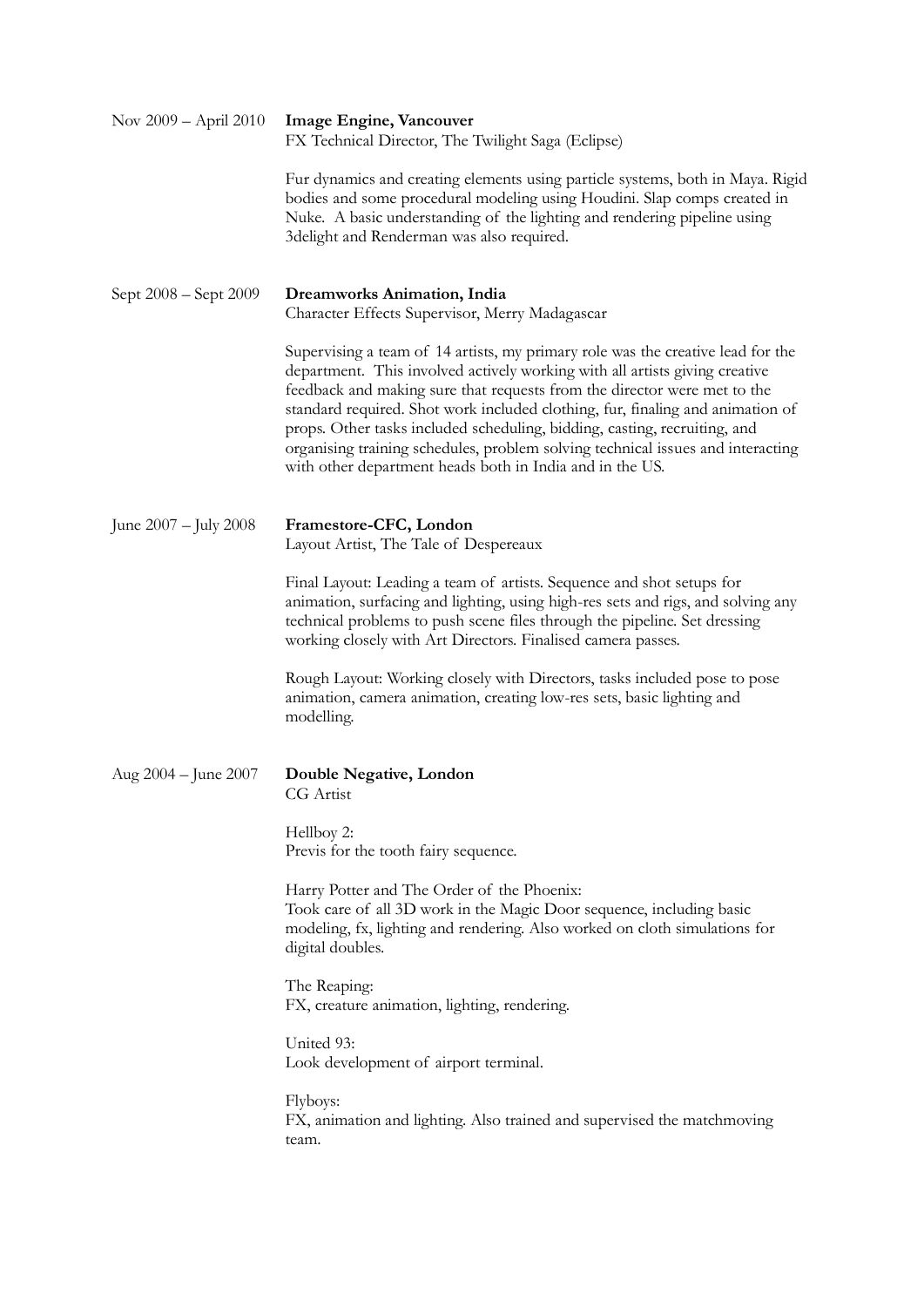Nov 2009 – April 2010 **Image Engine, Vancouver**
FX Technical Director, The Twilight Saga (Eclipse)

Fur dynamics and creating elements using particle systems, both in Maya. Rigid bodies and some procedural modeling using Houdini. Slap comps created in Nuke. A basic understanding of the lighting and rendering pipeline using 3delight and Renderman was also required.

Sept 2008 – Sept 2009 **Dreamworks Animation, India**
Character Effects Supervisor, Merry Madagascar

Supervising a team of 14 artists, my primary role was the creative lead for the department. This involved actively working with all artists giving creative feedback and making sure that requests from the director were met to the standard required. Shot work included clothing, fur, finaling and animation of props. Other tasks included scheduling, bidding, casting, recruiting, and organising training schedules, problem solving technical issues and interacting with other department heads both in India and in the US.

June 2007 – July 2008 **Framestore-CFC, London**
Layout Artist, The Tale of Despereaux

Final Layout: Leading a team of artists. Sequence and shot setups for animation, surfacing and lighting, using high-res sets and rigs, and solving any technical problems to push scene files through the pipeline. Set dressing working closely with Art Directors. Finalised camera passes.

Rough Layout: Working closely with Directors, tasks included pose to pose animation, camera animation, creating low-res sets, basic lighting and modelling.

Aug 2004 – June 2007 **Double Negative, London**
CG Artist

Hellboy 2:
Previs for the tooth fairy sequence.

Harry Potter and The Order of the Phoenix:
Took care of all 3D work in the Magic Door sequence, including basic modeling, fx, lighting and rendering. Also worked on cloth simulations for digital doubles.

The Reaping:
FX, creature animation, lighting, rendering.

United 93:
Look development of airport terminal.

Flyboys:
FX, animation and lighting. Also trained and supervised the matchmoving team.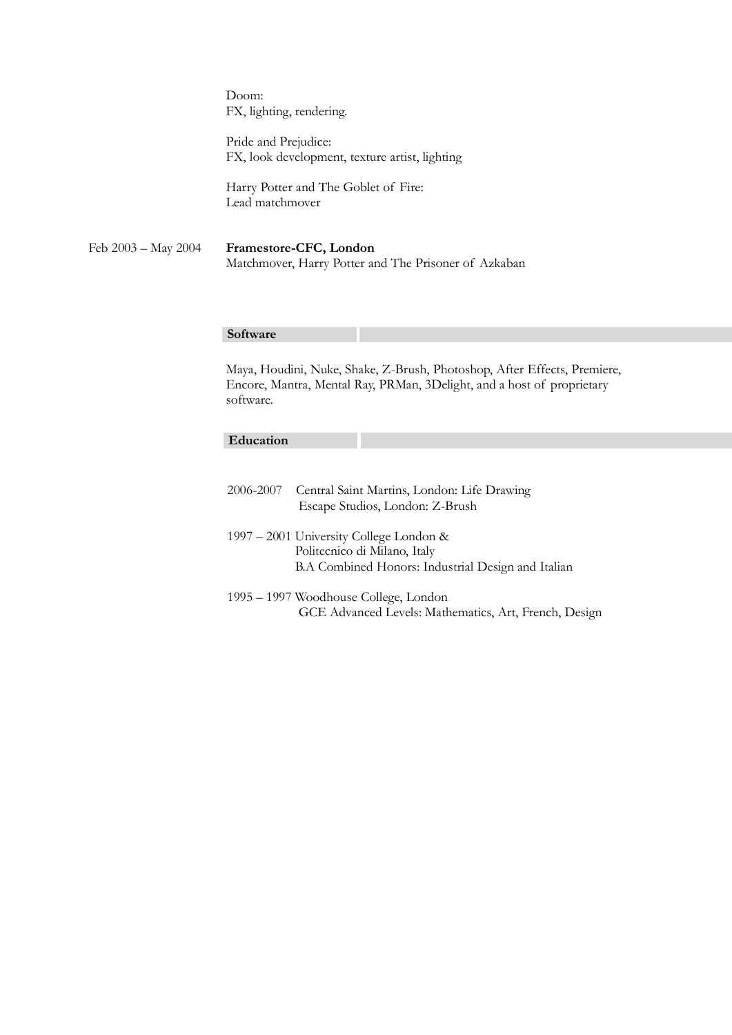Doom:
FX, lighting, rendering.

Pride and Prejudice:
FX, look development, texture artist, lighting

Harry Potter and The Goblet of Fire:
Lead matchmover

Feb 2003 – May 2004 **Framestore-CFC, London**
Matchmover, Harry Potter and The Prisoner of Azkaban

## Software

Maya, Houdini, Nuke, Shake, Z-Brush, Photoshop, After Effects, Premiere, Encore, Mantra, Mental Ray, PRMan, 3Delight, and a host of proprietary software.

## Education

2006-2007 Central Saint Martins, London: Life Drawing
Escape Studios, London: Z-Brush

1997 – 2001 University College London &
Politecnico di Milano, Italy
B.A Combined Honors: Industrial Design and Italian

1995 – 1997 Woodhouse College, London
GCE Advanced Levels: Mathematics, Art, French, Design